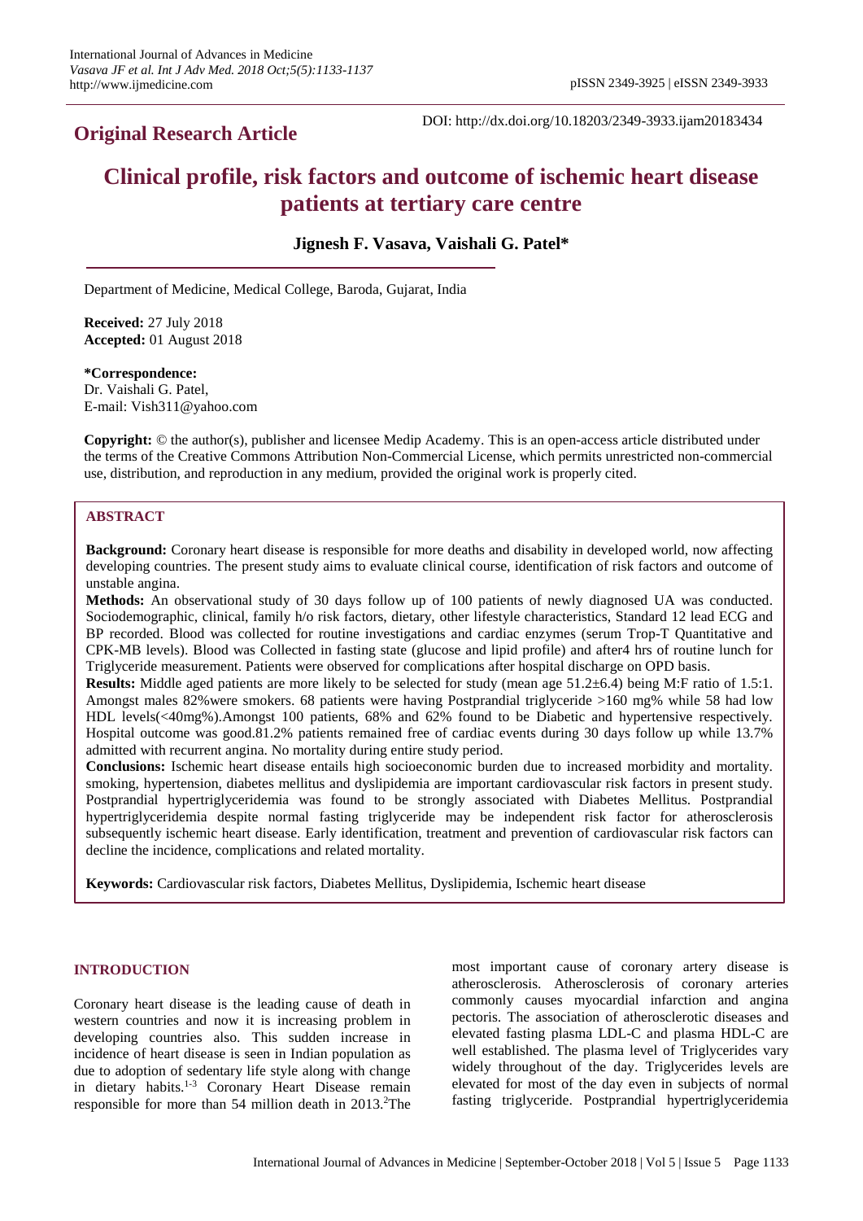**Original Research Article**

DOI: http://dx.doi.org/10.18203/2349-3933.ijam20183434

# Clinical profile, risk factors and outcome of ischemic heart disease patients at tertiary care centre

**Jignesh F. Vasava, Vaishali G. Patel***

Department of Medicine, Medical College, Baroda, Gujarat, India

**Received:** 27 July 2018
**Accepted:** 01 August 2018

***Correspondence:**
Dr. Vaishali G. Patel,
E-mail: Vish311@yahoo.com

**Copyright:** © the author(s), publisher and licensee Medip Academy. This is an open-access article distributed under the terms of the Creative Commons Attribution Non-Commercial License, which permits unrestricted non-commercial use, distribution, and reproduction in any medium, provided the original work is properly cited.

## ABSTRACT

**Background:** Coronary heart disease is responsible for more deaths and disability in developed world, now affecting developing countries. The present study aims to evaluate clinical course, identification of risk factors and outcome of unstable angina.

**Methods:** An observational study of 30 days follow up of 100 patients of newly diagnosed UA was conducted. Sociodemographic, clinical, family h/o risk factors, dietary, other lifestyle characteristics, Standard 12 lead ECG and BP recorded. Blood was collected for routine investigations and cardiac enzymes (serum Trop-T Quantitative and CPK-MB levels). Blood was Collected in fasting state (glucose and lipid profile) and after4 hrs of routine lunch for Triglyceride measurement. Patients were observed for complications after hospital discharge on OPD basis.

**Results:** Middle aged patients are more likely to be selected for study (mean age 51.2±6.4) being M:F ratio of 1.5:1. Amongst males 82%were smokers. 68 patients were having Postprandial triglyceride >160 mg% while 58 had low HDL levels(<40mg%).Amongst 100 patients, 68% and 62% found to be Diabetic and hypertensive respectively. Hospital outcome was good.81.2% patients remained free of cardiac events during 30 days follow up while 13.7% admitted with recurrent angina. No mortality during entire study period.

**Conclusions:** Ischemic heart disease entails high socioeconomic burden due to increased morbidity and mortality. smoking, hypertension, diabetes mellitus and dyslipidemia are important cardiovascular risk factors in present study. Postprandial hypertriglyceridemia was found to be strongly associated with Diabetes Mellitus. Postprandial hypertriglyceridemia despite normal fasting triglyceride may be independent risk factor for atherosclerosis subsequently ischemic heart disease. Early identification, treatment and prevention of cardiovascular risk factors can decline the incidence, complications and related mortality.

**Keywords:** Cardiovascular risk factors, Diabetes Mellitus, Dyslipidemia, Ischemic heart disease

## INTRODUCTION

Coronary heart disease is the leading cause of death in western countries and now it is increasing problem in developing countries also. This sudden increase in incidence of heart disease is seen in Indian population as due to adoption of sedentary life style along with change in dietary habits.[1-3] Coronary Heart Disease remain responsible for more than 54 million death in 2013.[2]The most important cause of coronary artery disease is atherosclerosis. Atherosclerosis of coronary arteries commonly causes myocardial infarction and angina pectoris. The association of atherosclerotic diseases and elevated fasting plasma LDL-C and plasma HDL-C are well established. The plasma level of Triglycerides vary widely throughout of the day. Triglycerides levels are elevated for most of the day even in subjects of normal fasting triglyceride. Postprandial hypertriglyceridemia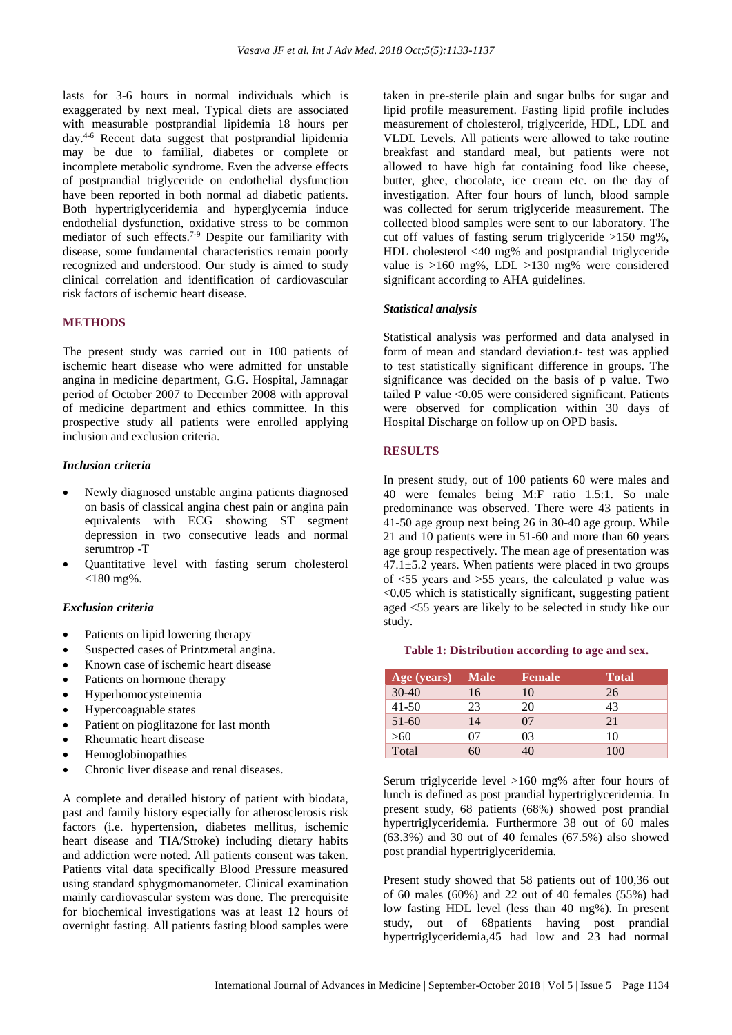lasts for 3-6 hours in normal individuals which is exaggerated by next meal. Typical diets are associated with measurable postprandial lipidemia 18 hours per day.[4-6] Recent data suggest that postprandial lipidemia may be due to familial, diabetes or complete or incomplete metabolic syndrome. Even the adverse effects of postprandial triglyceride on endothelial dysfunction have been reported in both normal ad diabetic patients. Both hypertriglyceridemia and hyperglycemia induce endothelial dysfunction, oxidative stress to be common mediator of such effects.[7-9] Despite our familiarity with disease, some fundamental characteristics remain poorly recognized and understood. Our study is aimed to study clinical correlation and identification of cardiovascular risk factors of ischemic heart disease.

## METHODS

The present study was carried out in 100 patients of ischemic heart disease who were admitted for unstable angina in medicine department, G.G. Hospital, Jamnagar period of October 2007 to December 2008 with approval of medicine department and ethics committee. In this prospective study all patients were enrolled applying inclusion and exclusion criteria.

### *Inclusion criteria*

- Newly diagnosed unstable angina patients diagnosed on basis of classical angina chest pain or angina pain equivalents with ECG showing ST segment depression in two consecutive leads and normal serumtrop -T
- Quantitative level with fasting serum cholesterol <180 mg%.

### *Exclusion criteria*

- Patients on lipid lowering therapy
- Suspected cases of Printzmetal angina.
- Known case of ischemic heart disease
- Patients on hormone therapy
- Hyperhomocysteinemia
- Hypercoaguable states
- Patient on pioglitazone for last month
- Rheumatic heart disease
- Hemoglobinopathies
- Chronic liver disease and renal diseases.

A complete and detailed history of patient with biodata, past and family history especially for atherosclerosis risk factors (i.e. hypertension, diabetes mellitus, ischemic heart disease and TIA/Stroke) including dietary habits and addiction were noted. All patients consent was taken. Patients vital data specifically Blood Pressure measured using standard sphygmomanometer. Clinical examination mainly cardiovascular system was done. The prerequisite for biochemical investigations was at least 12 hours of overnight fasting. All patients fasting blood samples were taken in pre-sterile plain and sugar bulbs for sugar and lipid profile measurement. Fasting lipid profile includes measurement of cholesterol, triglyceride, HDL, LDL and VLDL Levels. All patients were allowed to take routine breakfast and standard meal, but patients were not allowed to have high fat containing food like cheese, butter, ghee, chocolate, ice cream etc. on the day of investigation. After four hours of lunch, blood sample was collected for serum triglyceride measurement. The collected blood samples were sent to our laboratory. The cut off values of fasting serum triglyceride >150 mg%, HDL cholesterol <40 mg% and postprandial triglyceride value is >160 mg%, LDL >130 mg% were considered significant according to AHA guidelines.

### *Statistical analysis*

Statistical analysis was performed and data analysed in form of mean and standard deviation.t- test was applied to test statistically significant difference in groups. The significance was decided on the basis of p value. Two tailed P value <0.05 were considered significant. Patients were observed for complication within 30 days of Hospital Discharge on follow up on OPD basis.

## RESULTS

In present study, out of 100 patients 60 were males and 40 were females being M:F ratio 1.5:1. So male predominance was observed. There were 43 patients in 41-50 age group next being 26 in 30-40 age group. While 21 and 10 patients were in 51-60 and more than 60 years age group respectively. The mean age of presentation was 47.1±5.2 years. When patients were placed in two groups of <55 years and >55 years, the calculated p value was <0.05 which is statistically significant, suggesting patient aged <55 years are likely to be selected in study like our study.

**Table 1: Distribution according to age and sex.**

| Age (years) | Male | Female | Total |
|---|---|---|---|
| 30-40 | 16 | 10 | 26 |
| 41-50 | 23 | 20 | 43 |
| 51-60 | 14 | 07 | 21 |
| >60 | 07 | 03 | 10 |
| Total | 60 | 40 | 100 |

Serum triglyceride level >160 mg% after four hours of lunch is defined as post prandial hypertriglyceridemia. In present study, 68 patients (68%) showed post prandial hypertriglyceridemia. Furthermore 38 out of 60 males (63.3%) and 30 out of 40 females (67.5%) also showed post prandial hypertriglyceridemia.

Present study showed that 58 patients out of 100,36 out of 60 males (60%) and 22 out of 40 females (55%) had low fasting HDL level (less than 40 mg%). In present study, out of 68patients having post prandial hypertriglyceridemia,45 had low and 23 had normal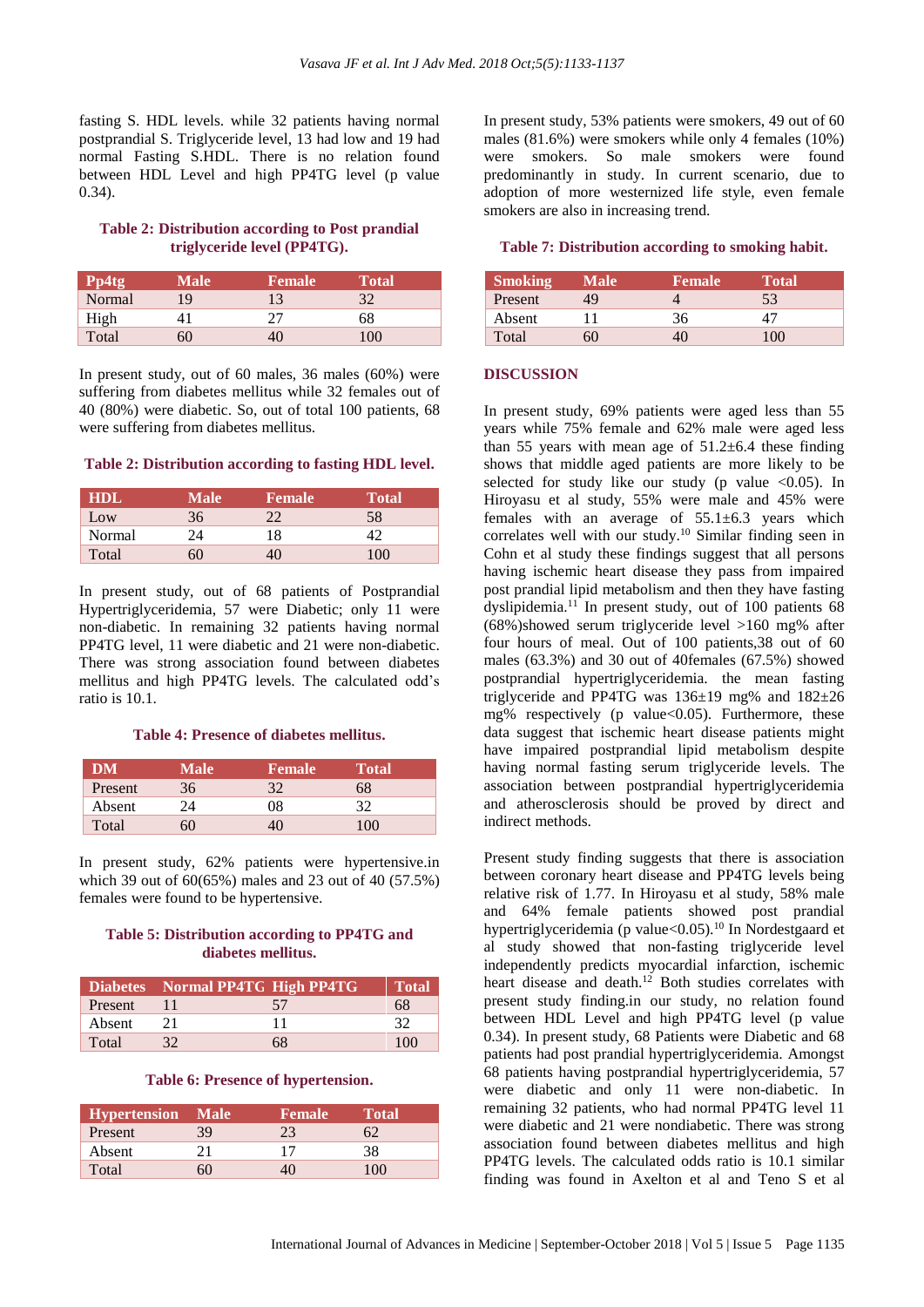fasting S. HDL levels. while 32 patients having normal postprandial S. Triglyceride level, 13 had low and 19 had normal Fasting S.HDL. There is no relation found between HDL Level and high PP4TG level (p value 0.34).

**Table 2: Distribution according to Post prandial triglyceride level (PP4TG).**

| Pp4tg | Male | Female | Total |
|---|---|---|---|
| Normal | 19 | 13 | 32 |
| High | 41 | 27 | 68 |
| Total | 60 | 40 | 100 |

In present study, out of 60 males, 36 males (60%) were suffering from diabetes mellitus while 32 females out of 40 (80%) were diabetic. So, out of total 100 patients, 68 were suffering from diabetes mellitus.

**Table 2: Distribution according to fasting HDL level.**

| HDL | Male | Female | Total |
|---|---|---|---|
| Low | 36 | 22 | 58 |
| Normal | 24 | 18 | 42 |
| Total | 60 | 40 | 100 |

In present study, out of 68 patients of Postprandial Hypertriglyceridemia, 57 were Diabetic; only 11 were non-diabetic. In remaining 32 patients having normal PP4TG level, 11 were diabetic and 21 were non-diabetic. There was strong association found between diabetes mellitus and high PP4TG levels. The calculated odd's ratio is 10.1.

**Table 4: Presence of diabetes mellitus.**

| DM | Male | Female | Total |
|---|---|---|---|
| Present | 36 | 32 | 68 |
| Absent | 24 | 08 | 32 |
| Total | 60 | 40 | 100 |

In present study, 62% patients were hypertensive.in which 39 out of 60(65%) males and 23 out of 40 (57.5%) females were found to be hypertensive.

**Table 5: Distribution according to PP4TG and diabetes mellitus.**

| Diabetes | Normal PP4TG | High PP4TG | Total |
|---|---|---|---|
| Present | 11 | 57 | 68 |
| Absent | 21 | 11 | 32 |
| Total | 32 | 68 | 100 |

**Table 6: Presence of hypertension.**

| Hypertension | Male | Female | Total |
|---|---|---|---|
| Present | 39 | 23 | 62 |
| Absent | 21 | 17 | 38 |
| Total | 60 | 40 | 100 |

In present study, 53% patients were smokers, 49 out of 60 males (81.6%) were smokers while only 4 females (10%) were smokers. So male smokers were found predominantly in study. In current scenario, due to adoption of more westernized life style, even female smokers are also in increasing trend.

**Table 7: Distribution according to smoking habit.**

| Smoking | Male | Female | Total |
|---|---|---|---|
| Present | 49 | 4 | 53 |
| Absent | 11 | 36 | 47 |
| Total | 60 | 40 | 100 |

## DISCUSSION

In present study, 69% patients were aged less than 55 years while 75% female and 62% male were aged less than 55 years with mean age of 51.2±6.4 these finding shows that middle aged patients are more likely to be selected for study like our study (p value <0.05). In Hiroyasu et al study, 55% were male and 45% were females with an average of 55.1±6.3 years which correlates well with our study.[10] Similar finding seen in Cohn et al study these findings suggest that all persons having ischemic heart disease they pass from impaired post prandial lipid metabolism and then they have fasting dyslipidemia.[11] In present study, out of 100 patients 68 (68%)showed serum triglyceride level >160 mg% after four hours of meal. Out of 100 patients,38 out of 60 males (63.3%) and 30 out of 40females (67.5%) showed postprandial hypertriglyceridemia. the mean fasting triglyceride and PP4TG was 136±19 mg% and 182±26 mg% respectively (p value<0.05). Furthermore, these data suggest that ischemic heart disease patients might have impaired postprandial lipid metabolism despite having normal fasting serum triglyceride levels. The association between postprandial hypertriglyceridemia and atherosclerosis should be proved by direct and indirect methods.

Present study finding suggests that there is association between coronary heart disease and PP4TG levels being relative risk of 1.77. In Hiroyasu et al study, 58% male and 64% female patients showed post prandial hypertriglyceridemia (p value<0.05).[10] In Nordestgaard et al study showed that non-fasting triglyceride level independently predicts myocardial infarction, ischemic heart disease and death.[12] Both studies correlates with present study finding.in our study, no relation found between HDL Level and high PP4TG level (p value 0.34). In present study, 68 Patients were Diabetic and 68 patients had post prandial hypertriglyceridemia. Amongst 68 patients having postprandial hypertriglyceridemia, 57 were diabetic and only 11 were non-diabetic. In remaining 32 patients, who had normal PP4TG level 11 were diabetic and 21 were nondiabetic. There was strong association found between diabetes mellitus and high PP4TG levels. The calculated odds ratio is 10.1 similar finding was found in Axelton et al and Teno S et al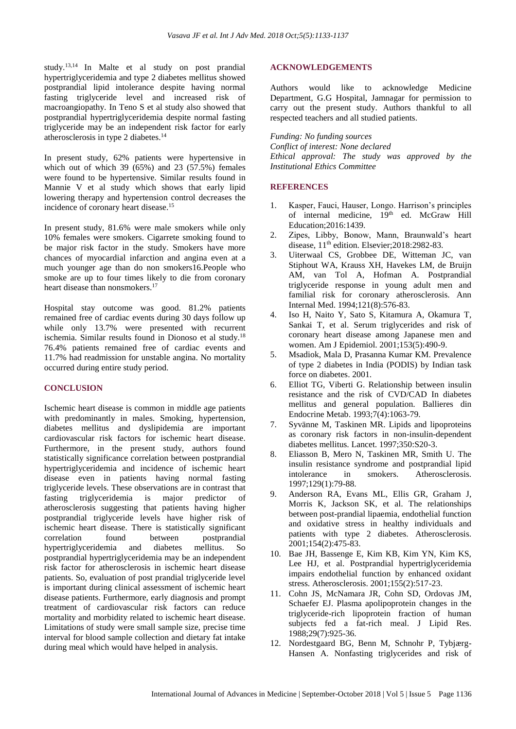study.[13,14] In Malte et al study on post prandial hypertriglyceridemia and type 2 diabetes mellitus showed postprandial lipid intolerance despite having normal fasting triglyceride level and increased risk of macroangiopathy. In Teno S et al study also showed that postprandial hypertriglyceridemia despite normal fasting triglyceride may be an independent risk factor for early atherosclerosis in type 2 diabetes.[14]

In present study, 62% patients were hypertensive in which out of which 39 (65%) and 23 (57.5%) females were found to be hypertensive. Similar results found in Mannie V et al study which shows that early lipid lowering therapy and hypertension control decreases the incidence of coronary heart disease.[15]

In present study, 81.6% were male smokers while only 10% females were smokers. Cigarrete smoking found to be major risk factor in the study. Smokers have more chances of myocardial infarction and angina even at a much younger age than do non smokers16.People who smoke are up to four times likely to die from coronary heart disease than nonsmokers.[17]

Hospital stay outcome was good. 81.2% patients remained free of cardiac events during 30 days follow up while only 13.7% were presented with recurrent ischemia. Similar results found in Dionoso et al study.[18] 76.4% patients remained free of cardiac events and 11.7% had readmission for unstable angina. No mortality occurred during entire study period.

## CONCLUSION

Ischemic heart disease is common in middle age patients with predominantly in males. Smoking, hypertension, diabetes mellitus and dyslipidemia are important cardiovascular risk factors for ischemic heart disease. Furthermore, in the present study, authors found statistically significance correlation between postprandial hypertriglyceridemia and incidence of ischemic heart disease even in patients having normal fasting triglyceride levels. These observations are in contrast that fasting triglyceridemia is major predictor of atherosclerosis suggesting that patients having higher postprandial triglyceride levels have higher risk of ischemic heart disease. There is statistically significant correlation found between postprandial hypertriglyceridemia and diabetes mellitus. So postprandial hypertriglyceridemia may be an independent risk factor for atherosclerosis in ischemic heart disease patients. So, evaluation of post prandial triglyceride level is important during clinical assessment of ischemic heart disease patients. Furthermore, early diagnosis and prompt treatment of cardiovascular risk factors can reduce mortality and morbidity related to ischemic heart disease. Limitations of study were small sample size, precise time interval for blood sample collection and dietary fat intake during meal which would have helped in analysis.

## ACKNOWLEDGEMENTS

Authors would like to acknowledge Medicine Department, G.G Hospital, Jamnagar for permission to carry out the present study. Authors thankful to all respected teachers and all studied patients.

*Funding: No funding sources*
*Conflict of interest: None declared*
*Ethical approval: The study was approved by the Institutional Ethics Committee*

## REFERENCES

1. Kasper, Fauci, Hauser, Longo. Harrison's principles of internal medicine, 19th ed. McGraw Hill Education;2016:1439.
2. Zipes, Libby, Bonow, Mann, Braunwald's heart disease, 11th edition. Elsevier;2018:2982-83.
3. Uiterwaal CS, Grobbee DE, Witteman JC, van Stiphout WA, Krauss XH, Havekes LM, de Bruijn AM, van Tol A, Hofman A. Postprandial triglyceride response in young adult men and familial risk for coronary atherosclerosis. Ann Internal Med. 1994;121(8):576-83.
4. Iso H, Naito Y, Sato S, Kitamura A, Okamura T, Sankai T, et al. Serum triglycerides and risk of coronary heart disease among Japanese men and women. Am J Epidemiol. 2001;153(5):490-9.
5. Msadiok, Mala D, Prasanna Kumar KM. Prevalence of type 2 diabetes in India (PODIS) by Indian task force on diabetes. 2001.
6. Elliot TG, Viberti G. Relationship between insulin resistance and the risk of CVD/CAD In diabetes mellitus and general population. Ballieres din Endocrine Metab. 1993;7(4):1063-79.
7. Syvänne M, Taskinen MR. Lipids and lipoproteins as coronary risk factors in non-insulin-dependent diabetes mellitus. Lancet. 1997;350:S20-3.
8. Eliasson B, Mero N, Taskinen MR, Smith U. The insulin resistance syndrome and postprandial lipid intolerance in smokers. Atherosclerosis. 1997;129(1):79-88.
9. Anderson RA, Evans ML, Ellis GR, Graham J, Morris K, Jackson SK, et al. The relationships between post-prandial lipaemia, endothelial function and oxidative stress in healthy individuals and patients with type 2 diabetes. Atherosclerosis. 2001;154(2):475-83.
10. Bae JH, Bassenge E, Kim KB, Kim YN, Kim KS, Lee HJ, et al. Postprandial hypertriglyceridemia impairs endothelial function by enhanced oxidant stress. Atherosclerosis. 2001;155(2):517-23.
11. Cohn JS, McNamara JR, Cohn SD, Ordovas JM, Schaefer EJ. Plasma apolipoprotein changes in the triglyceride-rich lipoprotein fraction of human subjects fed a fat-rich meal. J Lipid Res. 1988;29(7):925-36.
12. Nordestgaard BG, Benn M, Schnohr P, Tybjærg-Hansen A. Nonfasting triglycerides and risk of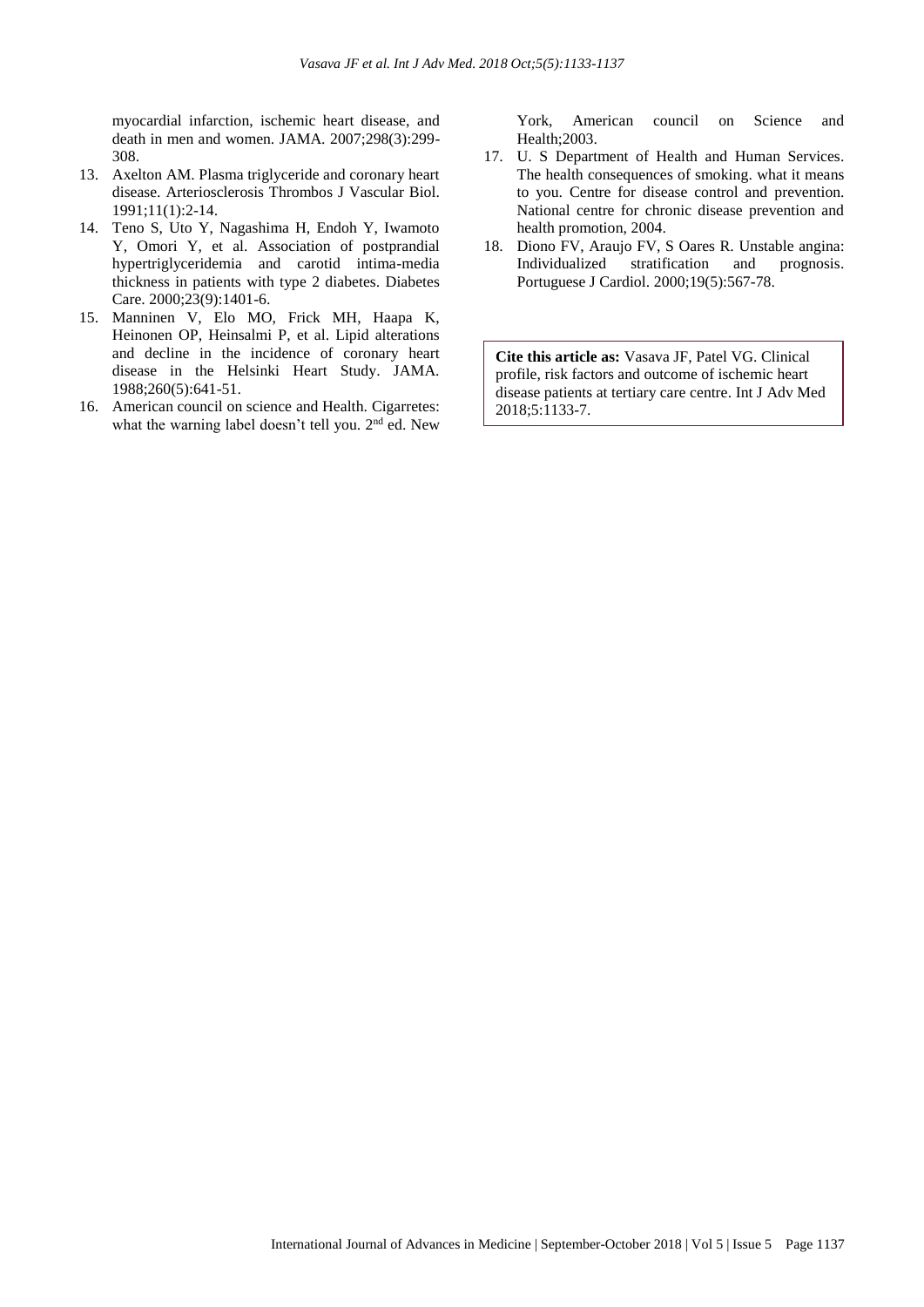myocardial infarction, ischemic heart disease, and death in men and women. JAMA. 2007;298(3):299-308.

13. Axelton AM. Plasma triglyceride and coronary heart disease. Arteriosclerosis Thrombos J Vascular Biol. 1991;11(1):2-14.
14. Teno S, Uto Y, Nagashima H, Endoh Y, Iwamoto Y, Omori Y, et al. Association of postprandial hypertriglyceridemia and carotid intima-media thickness in patients with type 2 diabetes. Diabetes Care. 2000;23(9):1401-6.
15. Manninen V, Elo MO, Frick MH, Haapa K, Heinonen OP, Heinsalmi P, et al. Lipid alterations and decline in the incidence of coronary heart disease in the Helsinki Heart Study. JAMA. 1988;260(5):641-51.
16. American council on science and Health. Cigarretes: what the warning label doesn't tell you. 2nd ed. New York, American council on Science and Health;2003.
17. U. S Department of Health and Human Services. The health consequences of smoking. what it means to you. Centre for disease control and prevention. National centre for chronic disease prevention and health promotion, 2004.
18. Diono FV, Araujo FV, S Oares R. Unstable angina: Individualized stratification and prognosis. Portuguese J Cardiol. 2000;19(5):567-78.

**Cite this article as:** Vasava JF, Patel VG. Clinical profile, risk factors and outcome of ischemic heart disease patients at tertiary care centre. Int J Adv Med 2018;5:1133-7.